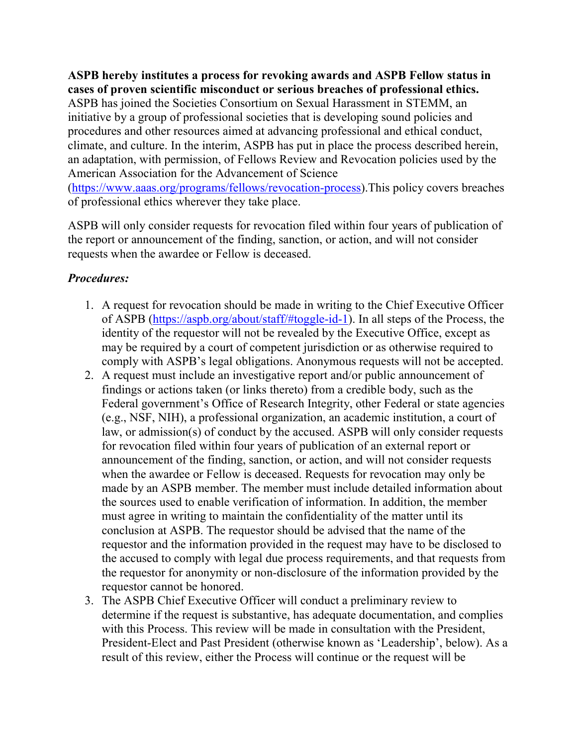**ASPB hereby institutes a process for revoking awards and ASPB Fellow status in cases of proven scientific misconduct or serious breaches of professional ethics.** ASPB has joined the Societies Consortium on Sexual Harassment in STEMM, an initiative by a group of professional societies that is developing sound policies and procedures and other resources aimed at advancing professional and ethical conduct, climate, and culture. In the interim, ASPB has put in place the process described herein, an adaptation, with permission, of Fellows Review and Revocation policies used by the American Association for the Advancement of Science ([https://www.aaas.org/programs/fellows/revocation-process](https://www.aaas.org/programs/fellows/revocation-process)).This policy covers breaches of professional ethics wherever they take place.

ASPB will only consider requests for revocation filed within four years of publication of the report or announcement of the finding, sanction, or action, and will not consider requests when the awardee or Fellow is deceased.

***Procedures:***

1. A request for revocation should be made in writing to the Chief Executive Officer of ASPB ([https://aspb.org/about/staff/#toggle-id-1](https://aspb.org/about/staff/#toggle-id-1)). In all steps of the Process, the identity of the requestor will not be revealed by the Executive Office, except as may be required by a court of competent jurisdiction or as otherwise required to comply with ASPB's legal obligations. Anonymous requests will not be accepted.
2. A request must include an investigative report and/or public announcement of findings or actions taken (or links thereto) from a credible body, such as the Federal government's Office of Research Integrity, other Federal or state agencies (e.g., NSF, NIH), a professional organization, an academic institution, a court of law, or admission(s) of conduct by the accused. ASPB will only consider requests for revocation filed within four years of publication of an external report or announcement of the finding, sanction, or action, and will not consider requests when the awardee or Fellow is deceased. Requests for revocation may only be made by an ASPB member. The member must include detailed information about the sources used to enable verification of information. In addition, the member must agree in writing to maintain the confidentiality of the matter until its conclusion at ASPB. The requestor should be advised that the name of the requestor and the information provided in the request may have to be disclosed to the accused to comply with legal due process requirements, and that requests from the requestor for anonymity or non-disclosure of the information provided by the requestor cannot be honored.
3. The ASPB Chief Executive Officer will conduct a preliminary review to determine if the request is substantive, has adequate documentation, and complies with this Process. This review will be made in consultation with the President, President-Elect and Past President (otherwise known as 'Leadership', below). As a result of this review, either the Process will continue or the request will be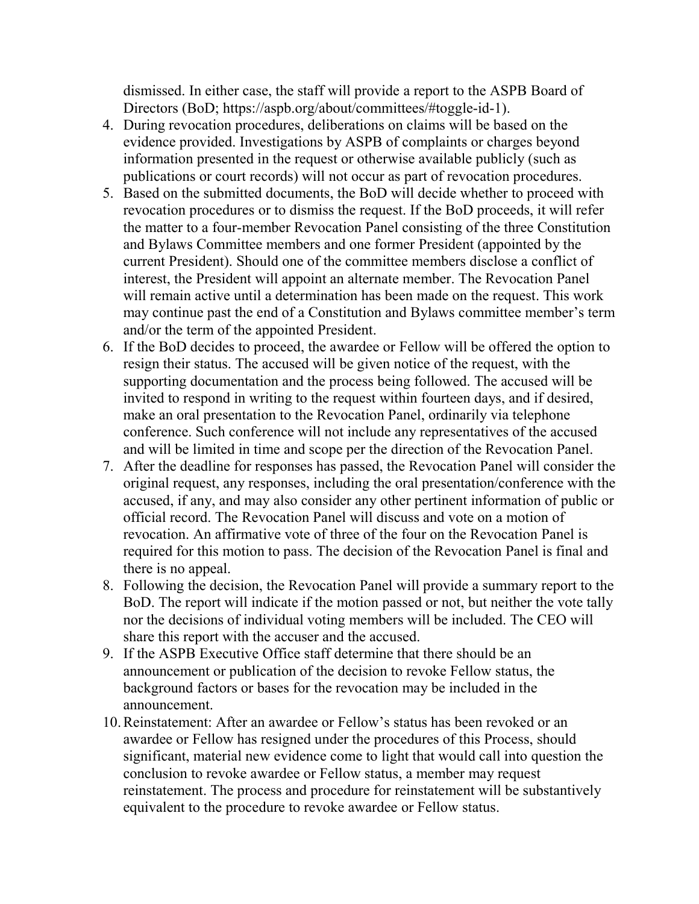dismissed. In either case, the staff will provide a report to the ASPB Board of Directors (BoD; https://aspb.org/about/committees/#toggle-id-1).

4. During revocation procedures, deliberations on claims will be based on the evidence provided. Investigations by ASPB of complaints or charges beyond information presented in the request or otherwise available publicly (such as publications or court records) will not occur as part of revocation procedures.
5. Based on the submitted documents, the BoD will decide whether to proceed with revocation procedures or to dismiss the request. If the BoD proceeds, it will refer the matter to a four-member Revocation Panel consisting of the three Constitution and Bylaws Committee members and one former President (appointed by the current President). Should one of the committee members disclose a conflict of interest, the President will appoint an alternate member. The Revocation Panel will remain active until a determination has been made on the request. This work may continue past the end of a Constitution and Bylaws committee member's term and/or the term of the appointed President.
6. If the BoD decides to proceed, the awardee or Fellow will be offered the option to resign their status. The accused will be given notice of the request, with the supporting documentation and the process being followed. The accused will be invited to respond in writing to the request within fourteen days, and if desired, make an oral presentation to the Revocation Panel, ordinarily via telephone conference. Such conference will not include any representatives of the accused and will be limited in time and scope per the direction of the Revocation Panel.
7. After the deadline for responses has passed, the Revocation Panel will consider the original request, any responses, including the oral presentation/conference with the accused, if any, and may also consider any other pertinent information of public or official record. The Revocation Panel will discuss and vote on a motion of revocation. An affirmative vote of three of the four on the Revocation Panel is required for this motion to pass. The decision of the Revocation Panel is final and there is no appeal.
8. Following the decision, the Revocation Panel will provide a summary report to the BoD. The report will indicate if the motion passed or not, but neither the vote tally nor the decisions of individual voting members will be included. The CEO will share this report with the accuser and the accused.
9. If the ASPB Executive Office staff determine that there should be an announcement or publication of the decision to revoke Fellow status, the background factors or bases for the revocation may be included in the announcement.
10. Reinstatement: After an awardee or Fellow's status has been revoked or an awardee or Fellow has resigned under the procedures of this Process, should significant, material new evidence come to light that would call into question the conclusion to revoke awardee or Fellow status, a member may request reinstatement. The process and procedure for reinstatement will be substantively equivalent to the procedure to revoke awardee or Fellow status.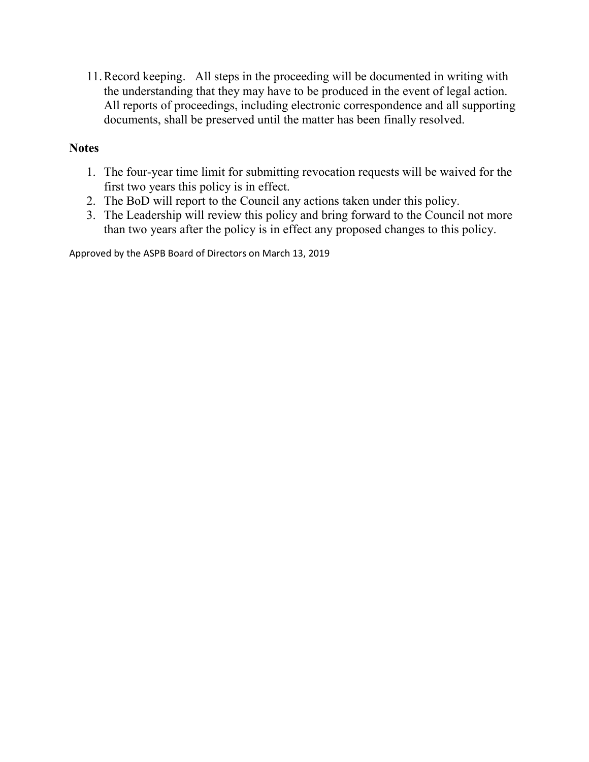11. Record keeping. All steps in the proceeding will be documented in writing with the understanding that they may have to be produced in the event of legal action. All reports of proceedings, including electronic correspondence and all supporting documents, shall be preserved until the matter has been finally resolved.

**Notes**

1. The four-year time limit for submitting revocation requests will be waived for the first two years this policy is in effect.
2. The BoD will report to the Council any actions taken under this policy.
3. The Leadership will review this policy and bring forward to the Council not more than two years after the policy is in effect any proposed changes to this policy.

Approved by the ASPB Board of Directors on March 13, 2019